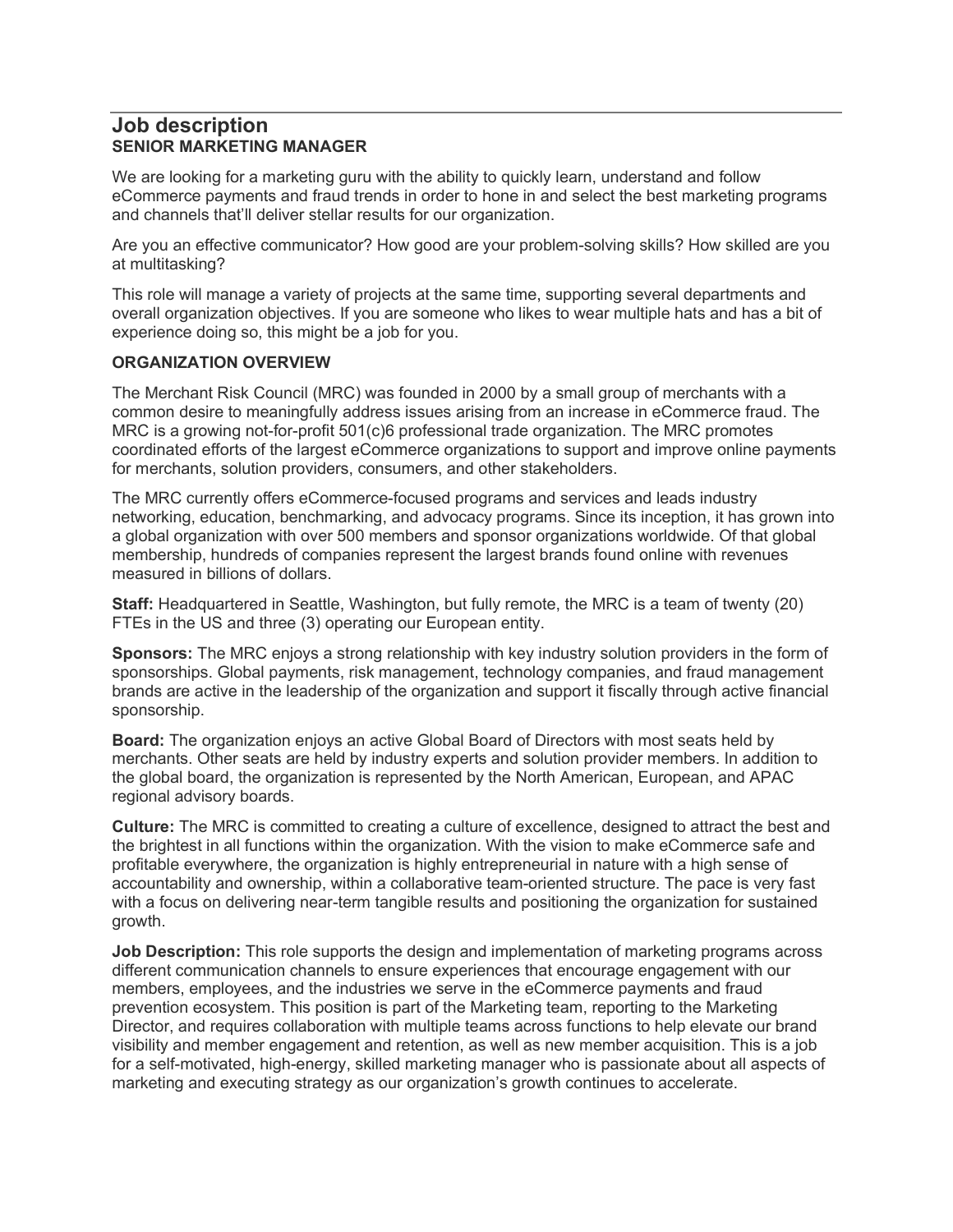# Job description
## SENIOR MARKETING MANAGER

We are looking for a marketing guru with the ability to quickly learn, understand and follow eCommerce payments and fraud trends in order to hone in and select the best marketing programs and channels that'll deliver stellar results for our organization.

Are you an effective communicator? How good are your problem-solving skills? How skilled are you at multitasking?

This role will manage a variety of projects at the same time, supporting several departments and overall organization objectives. If you are someone who likes to wear multiple hats and has a bit of experience doing so, this might be a job for you.

### ORGANIZATION OVERVIEW

The Merchant Risk Council (MRC) was founded in 2000 by a small group of merchants with a common desire to meaningfully address issues arising from an increase in eCommerce fraud. The MRC is a growing not-for-profit 501(c)6 professional trade organization. The MRC promotes coordinated efforts of the largest eCommerce organizations to support and improve online payments for merchants, solution providers, consumers, and other stakeholders.

The MRC currently offers eCommerce-focused programs and services and leads industry networking, education, benchmarking, and advocacy programs. Since its inception, it has grown into a global organization with over 500 members and sponsor organizations worldwide. Of that global membership, hundreds of companies represent the largest brands found online with revenues measured in billions of dollars.

**Staff:** Headquartered in Seattle, Washington, but fully remote, the MRC is a team of twenty (20) FTEs in the US and three (3) operating our European entity.

**Sponsors:** The MRC enjoys a strong relationship with key industry solution providers in the form of sponsorships. Global payments, risk management, technology companies, and fraud management brands are active in the leadership of the organization and support it fiscally through active financial sponsorship.

**Board:** The organization enjoys an active Global Board of Directors with most seats held by merchants. Other seats are held by industry experts and solution provider members. In addition to the global board, the organization is represented by the North American, European, and APAC regional advisory boards.

**Culture:** The MRC is committed to creating a culture of excellence, designed to attract the best and the brightest in all functions within the organization. With the vision to make eCommerce safe and profitable everywhere, the organization is highly entrepreneurial in nature with a high sense of accountability and ownership, within a collaborative team-oriented structure. The pace is very fast with a focus on delivering near-term tangible results and positioning the organization for sustained growth.

**Job Description:** This role supports the design and implementation of marketing programs across different communication channels to ensure experiences that encourage engagement with our members, employees, and the industries we serve in the eCommerce payments and fraud prevention ecosystem. This position is part of the Marketing team, reporting to the Marketing Director, and requires collaboration with multiple teams across functions to help elevate our brand visibility and member engagement and retention, as well as new member acquisition. This is a job for a self-motivated, high-energy, skilled marketing manager who is passionate about all aspects of marketing and executing strategy as our organization's growth continues to accelerate.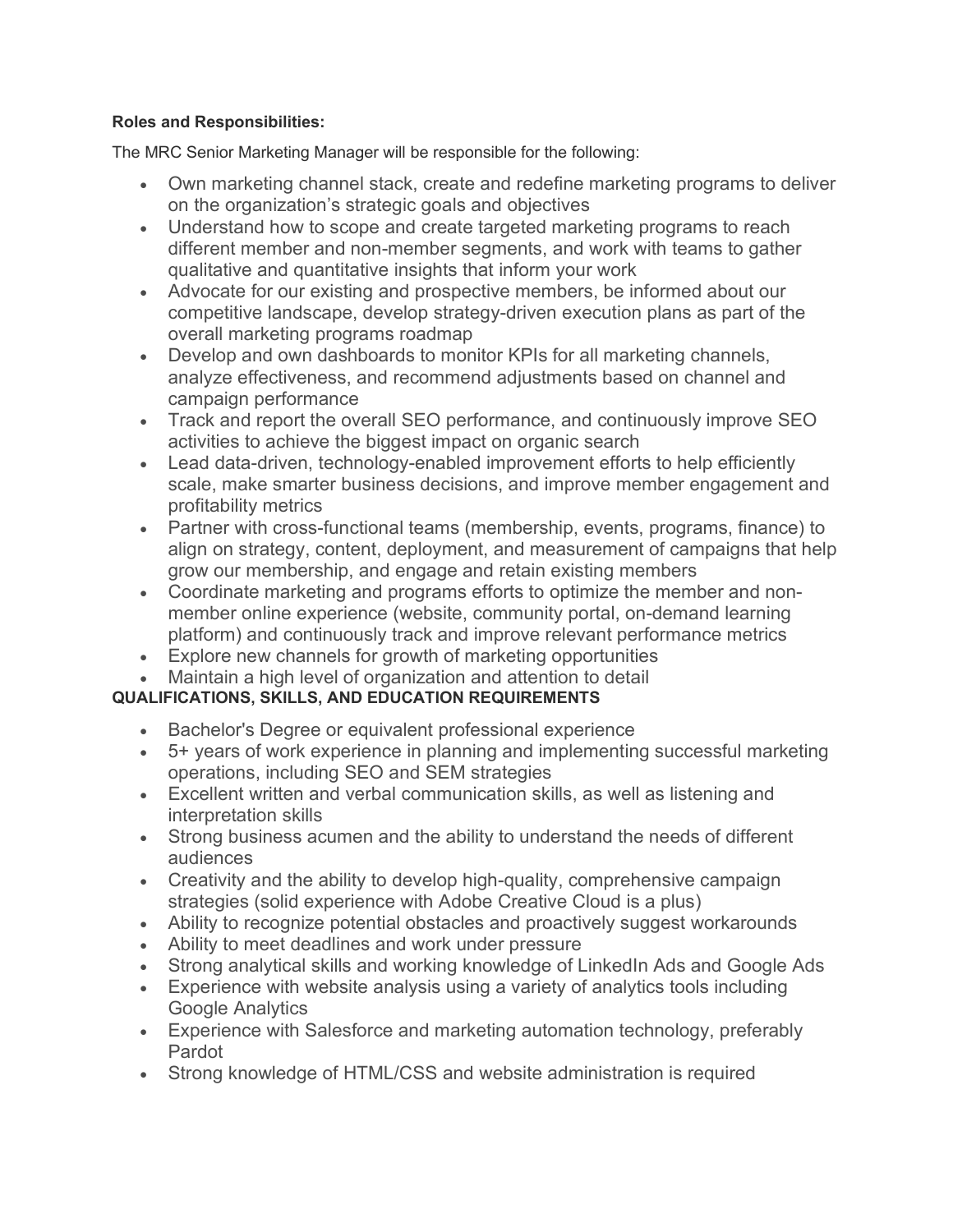**Roles and Responsibilities:**

The MRC Senior Marketing Manager will be responsible for the following:

- Own marketing channel stack, create and redefine marketing programs to deliver on the organization's strategic goals and objectives
- Understand how to scope and create targeted marketing programs to reach different member and non-member segments, and work with teams to gather qualitative and quantitative insights that inform your work
- Advocate for our existing and prospective members, be informed about our competitive landscape, develop strategy-driven execution plans as part of the overall marketing programs roadmap
- Develop and own dashboards to monitor KPIs for all marketing channels, analyze effectiveness, and recommend adjustments based on channel and campaign performance
- Track and report the overall SEO performance, and continuously improve SEO activities to achieve the biggest impact on organic search
- Lead data-driven, technology-enabled improvement efforts to help efficiently scale, make smarter business decisions, and improve member engagement and profitability metrics
- Partner with cross-functional teams (membership, events, programs, finance) to align on strategy, content, deployment, and measurement of campaigns that help grow our membership, and engage and retain existing members
- Coordinate marketing and programs efforts to optimize the member and non-member online experience (website, community portal, on-demand learning platform) and continuously track and improve relevant performance metrics
- Explore new channels for growth of marketing opportunities
- Maintain a high level of organization and attention to detail

**QUALIFICATIONS, SKILLS, AND EDUCATION REQUIREMENTS**

- Bachelor's Degree or equivalent professional experience
- 5+ years of work experience in planning and implementing successful marketing operations, including SEO and SEM strategies
- Excellent written and verbal communication skills, as well as listening and interpretation skills
- Strong business acumen and the ability to understand the needs of different audiences
- Creativity and the ability to develop high-quality, comprehensive campaign strategies (solid experience with Adobe Creative Cloud is a plus)
- Ability to recognize potential obstacles and proactively suggest workarounds
- Ability to meet deadlines and work under pressure
- Strong analytical skills and working knowledge of LinkedIn Ads and Google Ads
- Experience with website analysis using a variety of analytics tools including Google Analytics
- Experience with Salesforce and marketing automation technology, preferably Pardot
- Strong knowledge of HTML/CSS and website administration is required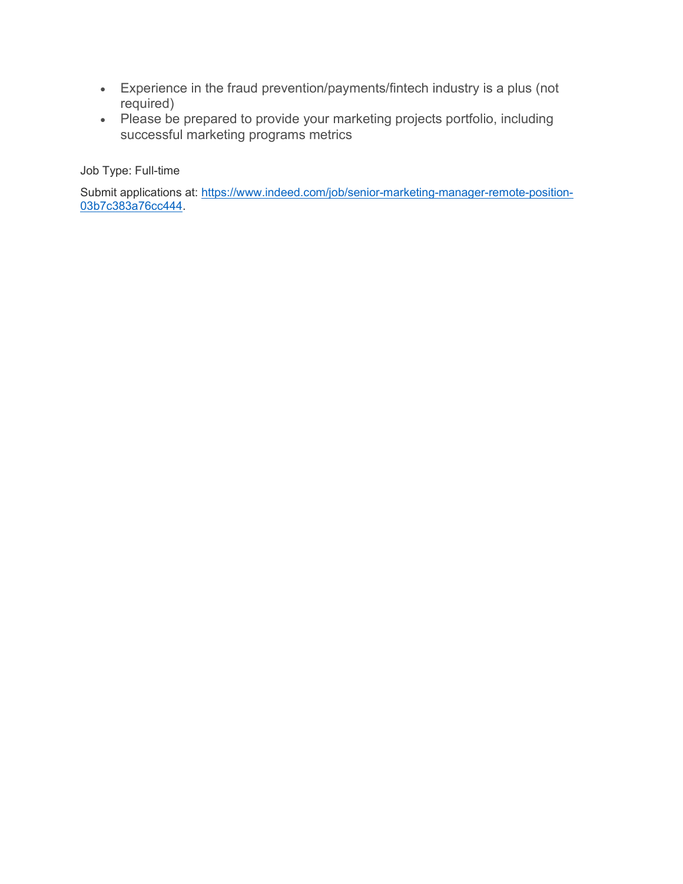- Experience in the fraud prevention/payments/fintech industry is a plus (not required)
- Please be prepared to provide your marketing projects portfolio, including successful marketing programs metrics

Job Type: Full-time

Submit applications at: [https://www.indeed.com/job/senior-marketing-manager-remote-position-03b7c383a76cc444](https://www.indeed.com/job/senior-marketing-manager-remote-position-03b7c383a76cc444).